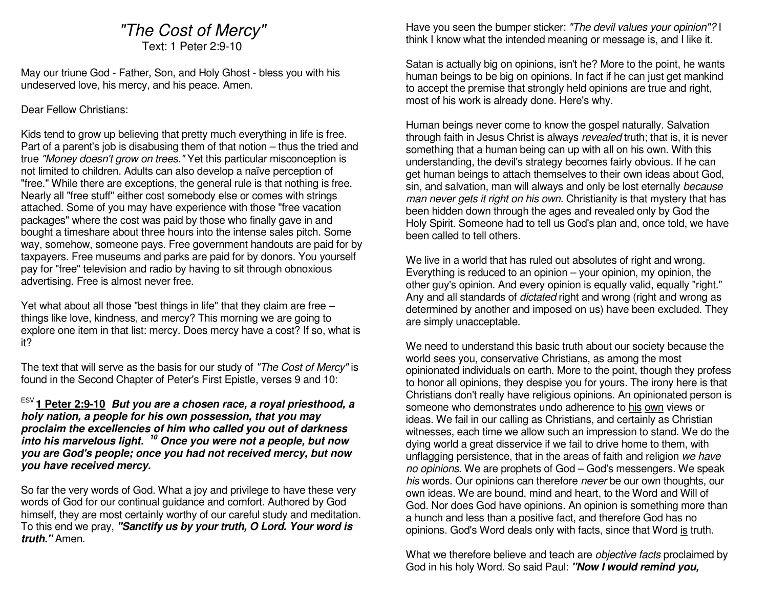# *"The Cost of Mercy"*

Text: 1 Peter 2:9-10

May our triune God - Father, Son, and Holy Ghost - bless you with his undeserved love, his mercy, and his peace. Amen.

Dear Fellow Christians:

Kids tend to grow up believing that pretty much everything in life is free. Part of a parent's job is disabusing them of that notion – thus the tried and true *"Money doesn't grow on trees."* Yet this particular misconception is not limited to children. Adults can also develop a naïve perception of "free." While there are exceptions, the general rule is that nothing is free. Nearly all "free stuff" either cost somebody else or comes with strings attached. Some of you may have experience with those "free vacation packages" where the cost was paid by those who finally gave in and bought a timeshare about three hours into the intense sales pitch. Some way, somehow, someone pays. Free government handouts are paid for by taxpayers. Free museums and parks are paid for by donors. You yourself pay for "free" television and radio by having to sit through obnoxious advertising. Free is almost never free.

Yet what about all those "best things in life" that they claim are free – things like love, kindness, and mercy? This morning we are going to explore one item in that list: mercy. Does mercy have a cost? If so, what is it?

The text that will serve as the basis for our study of *"The Cost of Mercy"* is found in the Second Chapter of Peter's First Epistle, verses 9 and 10:

ESV **1 Peter 2:9-10** ***But you are a chosen race, a royal priesthood, a holy nation, a people for his own possession, that you may proclaim the excellencies of him who called you out of darkness into his marvelous light. 10 Once you were not a people, but now you are God's people; once you had not received mercy, but now you have received mercy.***

So far the very words of God. What a joy and privilege to have these very words of God for our continual guidance and comfort. Authored by God himself, they are most certainly worthy of our careful study and meditation. To this end we pray, ***"Sanctify us by your truth, O Lord. Your word is truth."*** Amen.

Have you seen the bumper sticker: *"The devil values your opinion"?* I think I know what the intended meaning or message is, and I like it.

Satan is actually big on opinions, isn't he? More to the point, he wants human beings to be big on opinions. In fact if he can just get mankind to accept the premise that strongly held opinions are true and right, most of his work is already done. Here's why.

Human beings never come to know the gospel naturally. Salvation through faith in Jesus Christ is always *revealed* truth; that is, it is never something that a human being can up with all on his own. With this understanding, the devil's strategy becomes fairly obvious. If he can get human beings to attach themselves to their own ideas about God, sin, and salvation, man will always and only be lost eternally *because man never gets it right on his own*. Christianity is that mystery that has been hidden down through the ages and revealed only by God the Holy Spirit. Someone had to tell us God's plan and, once told, we have been called to tell others.

We live in a world that has ruled out absolutes of right and wrong. Everything is reduced to an opinion – your opinion, my opinion, the other guy's opinion. And every opinion is equally valid, equally "right." Any and all standards of *dictated* right and wrong (right and wrong as determined by another and imposed on us) have been excluded. They are simply unacceptable.

We need to understand this basic truth about our society because the world sees you, conservative Christians, as among the most opinionated individuals on earth. More to the point, though they profess to honor all opinions, they despise you for yours. The irony here is that Christians don't really have religious opinions. An opinionated person is someone who demonstrates undo adherence to his own views or ideas. We fail in our calling as Christians, and certainly as Christian witnesses, each time we allow such an impression to stand. We do the dying world a great disservice if we fail to drive home to them, with unflagging persistence, that in the areas of faith and religion *we have no opinions*. We are prophets of God – God's messengers. We speak *his* words. Our opinions can therefore *never* be our own thoughts, our own ideas. We are bound, mind and heart, to the Word and Will of God. Nor does God have opinions. An opinion is something more than a hunch and less than a positive fact, and therefore God has no opinions. God's Word deals only with facts, since that Word is truth.

What we therefore believe and teach are *objective facts* proclaimed by God in his holy Word. So said Paul: ***"Now I would remind you,***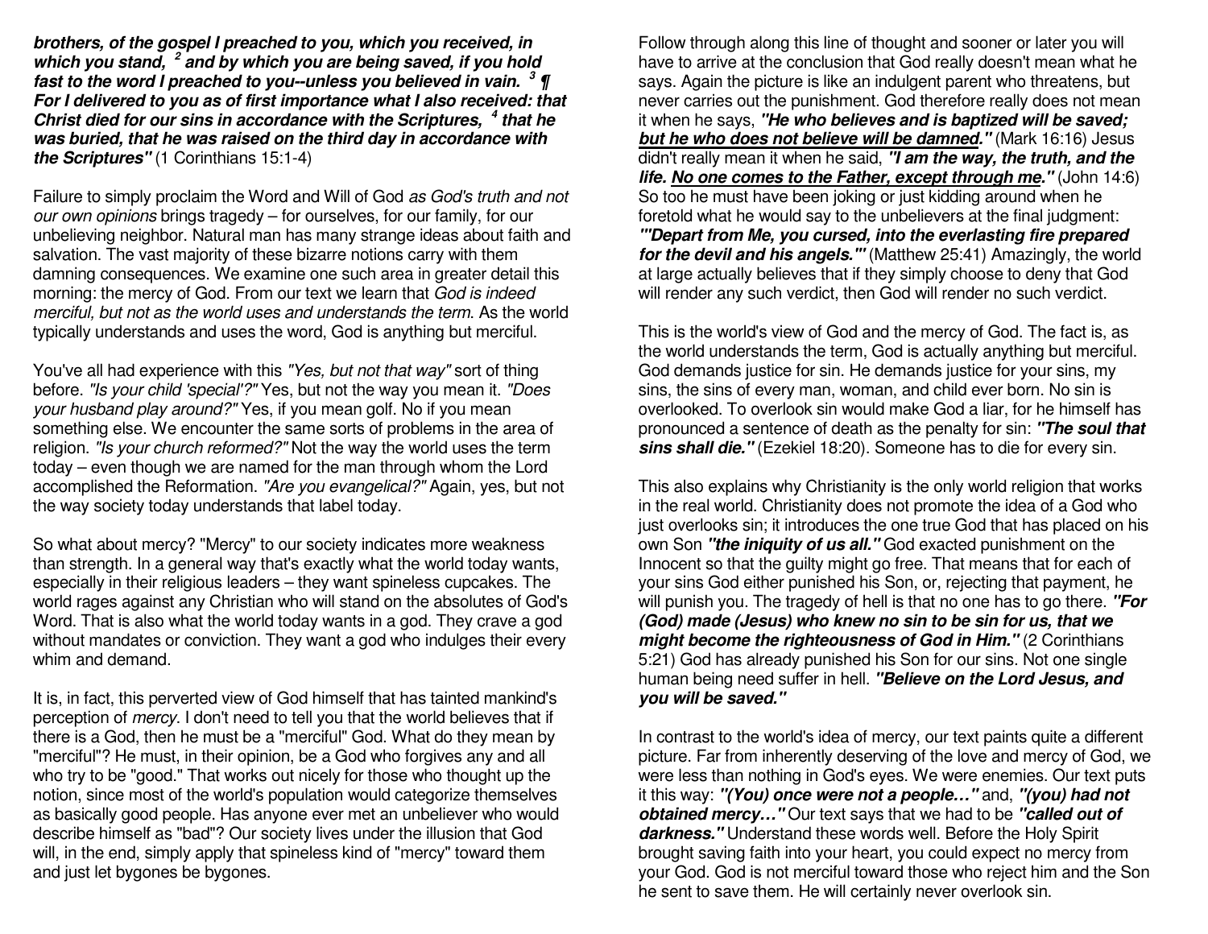***brothers, of the gospel I preached to you, which you received, in which you stand, [2] and by which you are being saved, if you hold fast to the word I preached to you--unless you believed in vain. [3] ¶ For I delivered to you as of first importance what I also received: that Christ died for our sins in accordance with the Scriptures, [4] that he was buried, that he was raised on the third day in accordance with the Scriptures"*** (1 Corinthians 15:1-4)

Failure to simply proclaim the Word and Will of God *as God's truth and not our own opinions* brings tragedy – for ourselves, for our family, for our unbelieving neighbor. Natural man has many strange ideas about faith and salvation. The vast majority of these bizarre notions carry with them damning consequences. We examine one such area in greater detail this morning: the mercy of God. From our text we learn that *God is indeed merciful, but not as the world uses and understands the term*. As the world typically understands and uses the word, God is anything but merciful.

You've all had experience with this *"Yes, but not that way"* sort of thing before. *"Is your child 'special'?"* Yes, but not the way you mean it. *"Does your husband play around?"* Yes, if you mean golf. No if you mean something else. We encounter the same sorts of problems in the area of religion. *"Is your church reformed?"* Not the way the world uses the term today – even though we are named for the man through whom the Lord accomplished the Reformation. *"Are you evangelical?"* Again, yes, but not the way society today understands that label today.

So what about mercy? "Mercy" to our society indicates more weakness than strength. In a general way that's exactly what the world today wants, especially in their religious leaders – they want spineless cupcakes. The world rages against any Christian who will stand on the absolutes of God's Word. That is also what the world today wants in a god. They crave a god without mandates or conviction. They want a god who indulges their every whim and demand.

It is, in fact, this perverted view of God himself that has tainted mankind's perception of *mercy*. I don't need to tell you that the world believes that if there is a God, then he must be a "merciful" God. What do they mean by "merciful"? He must, in their opinion, be a God who forgives any and all who try to be "good." That works out nicely for those who thought up the notion, since most of the world's population would categorize themselves as basically good people. Has anyone ever met an unbeliever who would describe himself as "bad"? Our society lives under the illusion that God will, in the end, simply apply that spineless kind of "mercy" toward them and just let bygones be bygones.

Follow through along this line of thought and sooner or later you will have to arrive at the conclusion that God really doesn't mean what he says. Again the picture is like an indulgent parent who threatens, but never carries out the punishment. God therefore really does not mean it when he says, ***"He who believes and is baptized will be saved; <u>but he who does not believe will be damned</u>."*** (Mark 16:16) Jesus didn't really mean it when he said, ***"I am the way, the truth, and the life. <u>No one comes to the Father, except through me</u>."*** (John 14:6) So too he must have been joking or just kidding around when he foretold what he would say to the unbelievers at the final judgment: ***"'Depart from Me, you cursed, into the everlasting fire prepared for the devil and his angels.'"*** (Matthew 25:41) Amazingly, the world at large actually believes that if they simply choose to deny that God will render any such verdict, then God will render no such verdict.

This is the world's view of God and the mercy of God. The fact is, as the world understands the term, God is actually anything but merciful. God demands justice for sin. He demands justice for your sins, my sins, the sins of every man, woman, and child ever born. No sin is overlooked. To overlook sin would make God a liar, for he himself has pronounced a sentence of death as the penalty for sin: ***"The soul that sins shall die."*** (Ezekiel 18:20). Someone has to die for every sin.

This also explains why Christianity is the only world religion that works in the real world. Christianity does not promote the idea of a God who just overlooks sin; it introduces the one true God that has placed on his own Son ***"the iniquity of us all."*** God exacted punishment on the Innocent so that the guilty might go free. That means that for each of your sins God either punished his Son, or, rejecting that payment, he will punish you. The tragedy of hell is that no one has to go there. ***"For (God) made (Jesus) who knew no sin to be sin for us, that we might become the righteousness of God in Him."*** (2 Corinthians 5:21) God has already punished his Son for our sins. Not one single human being need suffer in hell. ***"Believe on the Lord Jesus, and you will be saved."***

In contrast to the world's idea of mercy, our text paints quite a different picture. Far from inherently deserving of the love and mercy of God, we were less than nothing in God's eyes. We were enemies. Our text puts it this way: ***"(You) once were not a people…"*** and, ***"(you) had not obtained mercy…"*** Our text says that we had to be ***"called out of darkness."*** Understand these words well. Before the Holy Spirit brought saving faith into your heart, you could expect no mercy from your God. God is not merciful toward those who reject him and the Son he sent to save them. He will certainly never overlook sin.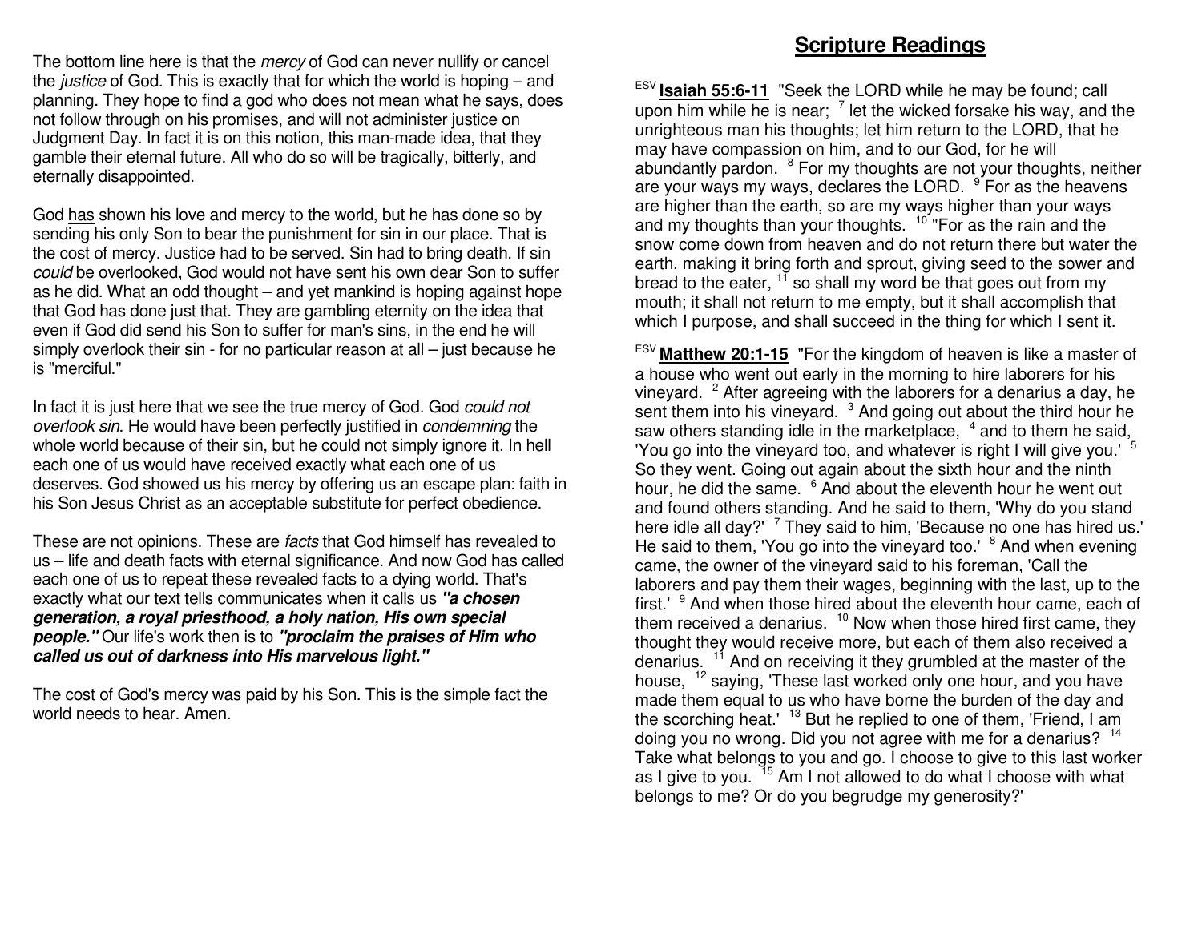The bottom line here is that the *mercy* of God can never nullify or cancel the *justice* of God. This is exactly that for which the world is hoping – and planning. They hope to find a god who does not mean what he says, does not follow through on his promises, and will not administer justice on Judgment Day. In fact it is on this notion, this man-made idea, that they gamble their eternal future. All who do so will be tragically, bitterly, and eternally disappointed.

God <u>has</u> shown his love and mercy to the world, but he has done so by sending his only Son to bear the punishment for sin in our place. That is the cost of mercy. Justice had to be served. Sin had to bring death. If sin *could* be overlooked, God would not have sent his own dear Son to suffer as he did. What an odd thought – and yet mankind is hoping against hope that God has done just that. They are gambling eternity on the idea that even if God did send his Son to suffer for man's sins, in the end he will simply overlook their sin - for no particular reason at all – just because he is "merciful."

In fact it is just here that we see the true mercy of God. God *could not overlook sin*. He would have been perfectly justified in *condemning* the whole world because of their sin, but he could not simply ignore it. In hell each one of us would have received exactly what each one of us deserves. God showed us his mercy by offering us an escape plan: faith in his Son Jesus Christ as an acceptable substitute for perfect obedience.

These are not opinions. These are *facts* that God himself has revealed to us – life and death facts with eternal significance. And now God has called each one of us to repeat these revealed facts to a dying world. That's exactly what our text tells communicates when it calls us ***"a chosen generation, a royal priesthood, a holy nation, His own special people."*** Our life's work then is to ***"proclaim the praises of Him who called us out of darkness into His marvelous light."***

The cost of God's mercy was paid by his Son. This is the simple fact the world needs to hear. Amen.

## Scripture Readings

ESV **<u>Isaiah 55:6-11</u>** "Seek the LORD while he may be found; call upon him while he is near; [7] let the wicked forsake his way, and the unrighteous man his thoughts; let him return to the LORD, that he may have compassion on him, and to our God, for he will abundantly pardon. [8] For my thoughts are not your thoughts, neither are your ways my ways, declares the LORD. [9] For as the heavens are higher than the earth, so are my ways higher than your ways and my thoughts than your thoughts. [10] "For as the rain and the snow come down from heaven and do not return there but water the earth, making it bring forth and sprout, giving seed to the sower and bread to the eater, [11] so shall my word be that goes out from my mouth; it shall not return to me empty, but it shall accomplish that which I purpose, and shall succeed in the thing for which I sent it.

ESV **<u>Matthew 20:1-15</u>** "For the kingdom of heaven is like a master of a house who went out early in the morning to hire laborers for his vineyard. [2] After agreeing with the laborers for a denarius a day, he sent them into his vineyard. [3] And going out about the third hour he saw others standing idle in the marketplace, [4] and to them he said, 'You go into the vineyard too, and whatever is right I will give you.' [5] So they went. Going out again about the sixth hour and the ninth hour, he did the same. [6] And about the eleventh hour he went out and found others standing. And he said to them, 'Why do you stand here idle all day?' [7] They said to him, 'Because no one has hired us.' He said to them, 'You go into the vineyard too.' [8] And when evening came, the owner of the vineyard said to his foreman, 'Call the laborers and pay them their wages, beginning with the last, up to the first.' [9] And when those hired about the eleventh hour came, each of them received a denarius. [10] Now when those hired first came, they thought they would receive more, but each of them also received a denarius. [11] And on receiving it they grumbled at the master of the house, [12] saying, 'These last worked only one hour, and you have made them equal to us who have borne the burden of the day and the scorching heat.' [13] But he replied to one of them, 'Friend, I am doing you no wrong. Did you not agree with me for a denarius? [14] Take what belongs to you and go. I choose to give to this last worker as I give to you. [15] Am I not allowed to do what I choose with what belongs to me? Or do you begrudge my generosity?'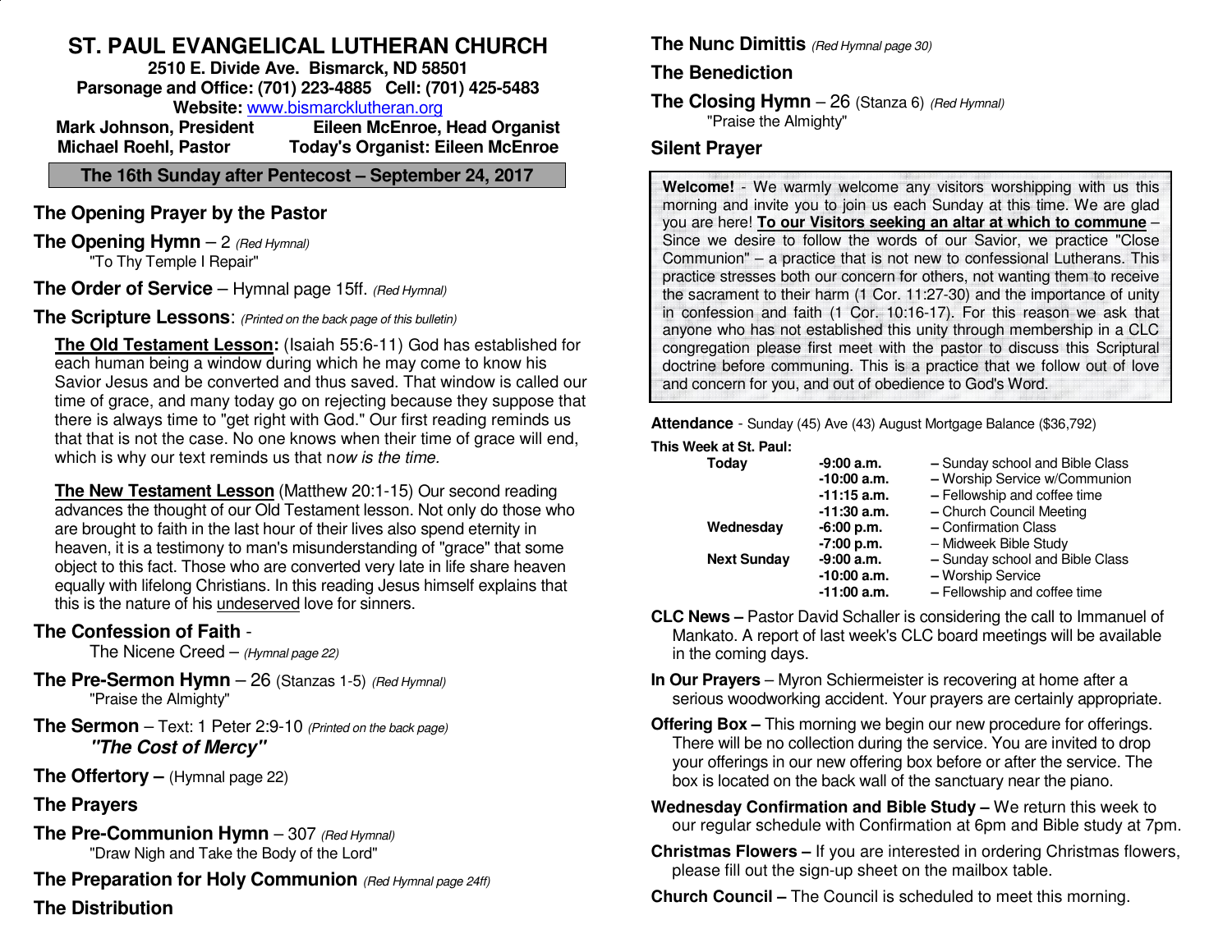# ST. PAUL EVANGELICAL LUTHERAN CHURCH

**2510 E. Divide Ave. Bismarck, ND 58501**
**Parsonage and Office: (701) 223-4885 Cell: (701) 425-5483**
**Website:** www.bismarcklutheran.org

**Mark Johnson, President** — **Eileen McEnroe, Head Organist**
**Michael Roehl, Pastor** — **Today's Organist: Eileen McEnroe**

## The 16th Sunday after Pentecost – September 24, 2017

### The Opening Prayer by the Pastor

### The Opening Hymn – 2 *(Red Hymnal)*
"To Thy Temple I Repair"

### The Order of Service – Hymnal page 15ff. *(Red Hymnal)*

### The Scripture Lessons: *(Printed on the back page of this bulletin)*

**The Old Testament Lesson:** (Isaiah 55:6-11) God has established for each human being a window during which he may come to know his Savior Jesus and be converted and thus saved. That window is called our time of grace, and many today go on rejecting because they suppose that there is always time to "get right with God." Our first reading reminds us that that is not the case. No one knows when their time of grace will end, which is why our text reminds us that n*ow is the time.*

**The New Testament Lesson** (Matthew 20:1-15) Our second reading advances the thought of our Old Testament lesson. Not only do those who are brought to faith in the last hour of their lives also spend eternity in heaven, it is a testimony to man's misunderstanding of "grace" that some object to this fact. Those who are converted very late in life share heaven equally with lifelong Christians. In this reading Jesus himself explains that this is the nature of his undeserved love for sinners.

### The Confession of Faith -
The Nicene Creed – *(Hymnal page 22)*

### The Pre-Sermon Hymn – 26 (Stanzas 1-5) *(Red Hymnal)*
"Praise the Almighty"

### The Sermon – Text: 1 Peter 2:9-10 *(Printed on the back page)*
***"The Cost of Mercy"***

### The Offertory – (Hymnal page 22)

### The Prayers

### The Pre-Communion Hymn – 307 *(Red Hymnal)*
"Draw Nigh and Take the Body of the Lord"

### The Preparation for Holy Communion *(Red Hymnal page 24ff)*

### The Distribution

### The Nunc Dimittis *(Red Hymnal page 30)*

### The Benediction

### The Closing Hymn – 26 (Stanza 6) *(Red Hymnal)*
"Praise the Almighty"

### Silent Prayer

**Welcome!** - We warmly welcome any visitors worshipping with us this morning and invite you to join us each Sunday at this time. We are glad you are here! **To our Visitors seeking an altar at which to commune** – Since we desire to follow the words of our Savior, we practice "Close Communion" – a practice that is not new to confessional Lutherans. This practice stresses both our concern for others, not wanting them to receive the sacrament to their harm (1 Cor. 11:27-30) and the importance of unity in confession and faith (1 Cor. 10:16-17). For this reason we ask that anyone who has not established this unity through membership in a CLC congregation please first meet with the pastor to discuss this Scriptural doctrine before communing. This is a practice that we follow out of love and concern for you, and out of obedience to God's Word.

**Attendance** - Sunday (45) Ave (43) August Mortgage Balance ($36,792)

**This Week at St. Paul:**

| | | |
|---|---|---|
| **Today** | **-9:00 a.m.** | – Sunday school and Bible Class |
| | **-10:00 a.m.** | – Worship Service w/Communion |
| | **-11:15 a.m.** | – Fellowship and coffee time |
| | **-11:30 a.m.** | – Church Council Meeting |
| **Wednesday** | **-6:00 p.m.** | – Confirmation Class |
| | **-7:00 p.m.** | – Midweek Bible Study |
| **Next Sunday** | **-9:00 a.m.** | – Sunday school and Bible Class |
| | **-10:00 a.m.** | – Worship Service |
| | **-11:00 a.m.** | – Fellowship and coffee time |

**CLC News –** Pastor David Schaller is considering the call to Immanuel of Mankato. A report of last week's CLC board meetings will be available in the coming days.

**In Our Prayers** – Myron Schiermeister is recovering at home after a serious woodworking accident. Your prayers are certainly appropriate.

**Offering Box –** This morning we begin our new procedure for offerings. There will be no collection during the service. You are invited to drop your offerings in our new offering box before or after the service. The box is located on the back wall of the sanctuary near the piano.

**Wednesday Confirmation and Bible Study –** We return this week to our regular schedule with Confirmation at 6pm and Bible study at 7pm.

**Christmas Flowers –** If you are interested in ordering Christmas flowers, please fill out the sign-up sheet on the mailbox table.

**Church Council –** The Council is scheduled to meet this morning.